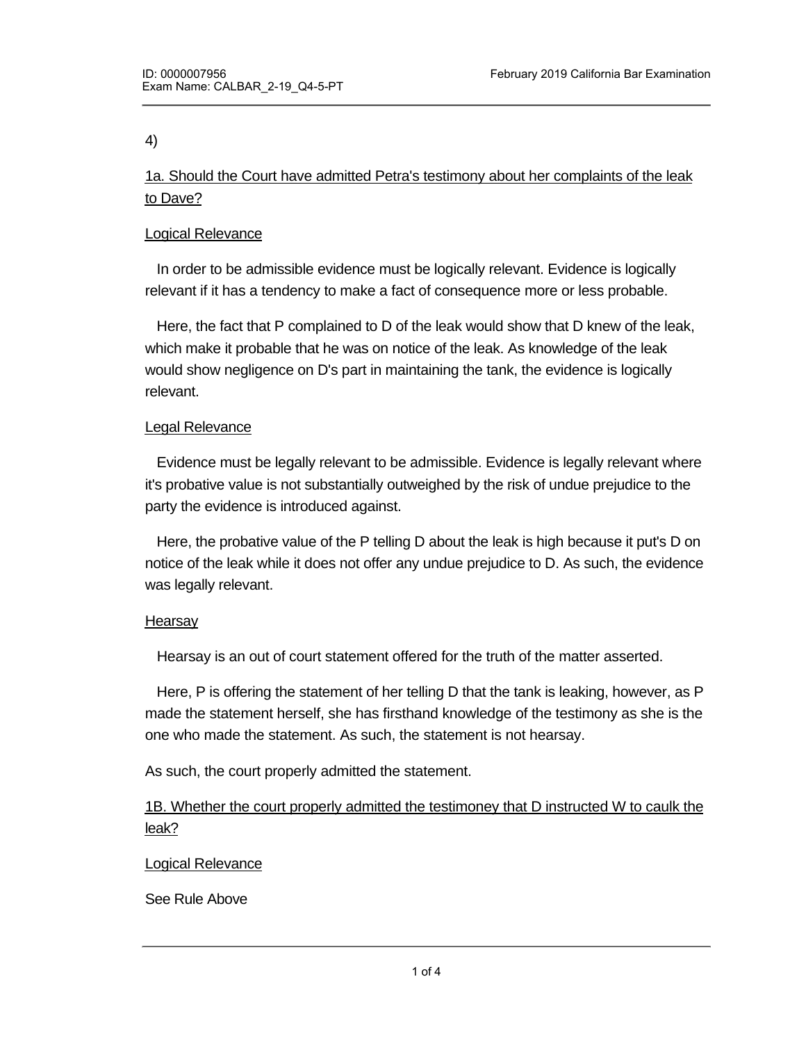4)

1a. Should the Court have admitted Petra's testimony about her complaints of the leak to Dave?

Logical Relevance

In order to be admissible evidence must be logically relevant. Evidence is logically relevant if it has a tendency to make a fact of consequence more or less probable.

Here, the fact that P complained to D of the leak would show that D knew of the leak, which make it probable that he was on notice of the leak. As knowledge of the leak would show negligence on D's part in maintaining the tank, the evidence is logically relevant.

Legal Relevance

Evidence must be legally relevant to be admissible. Evidence is legally relevant where it's probative value is not substantially outweighed by the risk of undue prejudice to the party the evidence is introduced against.

Here, the probative value of the P telling D about the leak is high because it put's D on notice of the leak while it does not offer any undue prejudice to D. As such, the evidence was legally relevant.

Hearsay

Hearsay is an out of court statement offered for the truth of the matter asserted.

Here, P is offering the statement of her telling D that the tank is leaking, however, as P made the statement herself, she has firsthand knowledge of the testimony as she is the one who made the statement. As such, the statement is not hearsay.

As such, the court properly admitted the statement.

1B. Whether the court properly admitted the testimoney that D instructed W to caulk the leak?

Logical Relevance

See Rule Above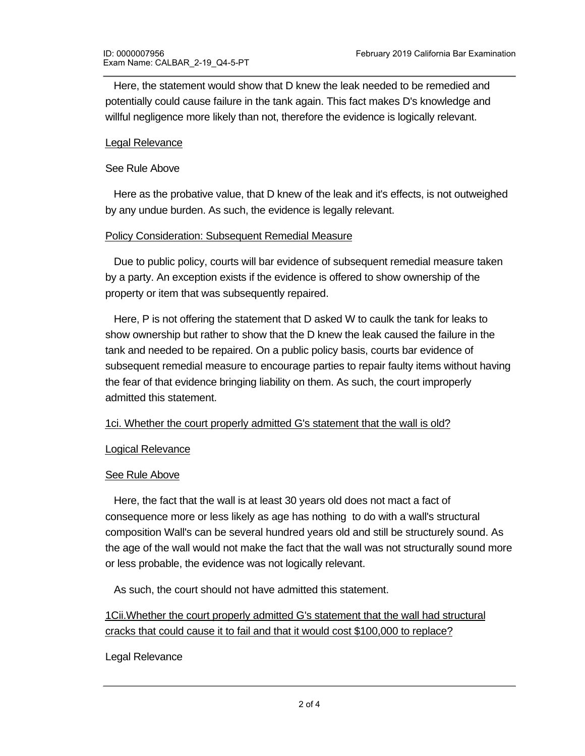Here, the statement would show that D knew the leak needed to be remedied and potentially could cause failure in the tank again. This fact makes D's knowledge and willful negligence more likely than not, therefore the evidence is logically relevant.

Legal Relevance

See Rule Above

Here as the probative value, that D knew of the leak and it's effects, is not outweighed by any undue burden. As such, the evidence is legally relevant.

Policy Consideration: Subsequent Remedial Measure

Due to public policy, courts will bar evidence of subsequent remedial measure taken by a party. An exception exists if the evidence is offered to show ownership of the property or item that was subsequently repaired.

Here, P is not offering the statement that D asked W to caulk the tank for leaks to show ownership but rather to show that the D knew the leak caused the failure in the tank and needed to be repaired. On a public policy basis, courts bar evidence of subsequent remedial measure to encourage parties to repair faulty items without having the fear of that evidence bringing liability on them. As such, the court improperly admitted this statement.

1ci. Whether the court properly admitted G's statement that the wall is old?

Logical Relevance

See Rule Above

Here, the fact that the wall is at least 30 years old does not mact a fact of consequence more or less likely as age has nothing to do with a wall's structural composition Wall's can be several hundred years old and still be structurely sound. As the age of the wall would not make the fact that the wall was not structurally sound more or less probable, the evidence was not logically relevant.

As such, the court should not have admitted this statement.

1Cii.Whether the court properly admitted G's statement that the wall had structural cracks that could cause it to fail and that it would cost $100,000 to replace?

Legal Relevance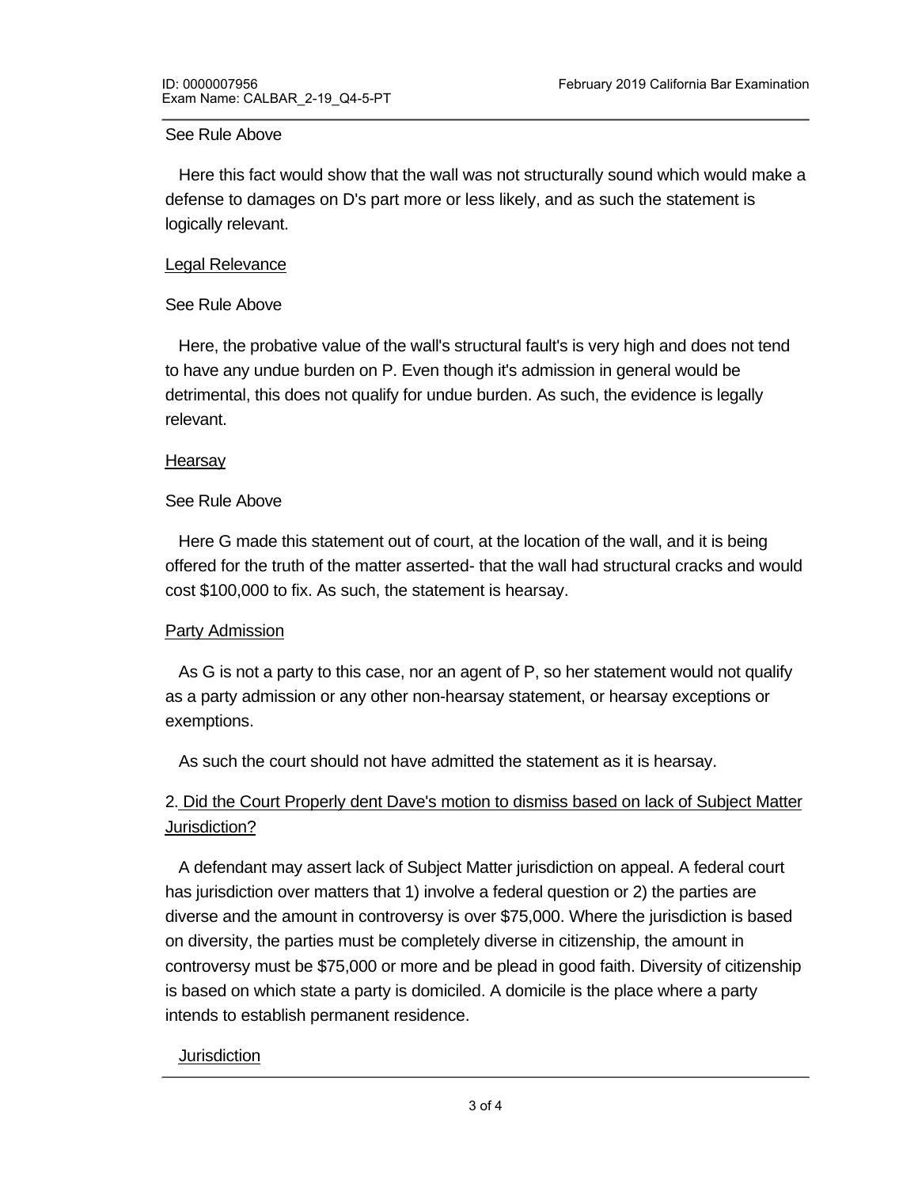See Rule Above

Here this fact would show that the wall was not structurally sound which would make a defense to damages on D's part more or less likely, and as such the statement is logically relevant.

<u>Legal Relevance</u>

See Rule Above

Here, the probative value of the wall's structural fault's is very high and does not tend to have any undue burden on P. Even though it's admission in general would be detrimental, this does not qualify for undue burden. As such, the evidence is legally relevant.

<u>Hearsay</u>

See Rule Above

Here G made this statement out of court, at the location of the wall, and it is being offered for the truth of the matter asserted- that the wall had structural cracks and would cost $100,000 to fix. As such, the statement is hearsay.

<u>Party Admission</u>

As G is not a party to this case, nor an agent of P, so her statement would not qualify as a party admission or any other non-hearsay statement, or hearsay exceptions or exemptions.

As such the court should not have admitted the statement as it is hearsay.

2. <u>Did the Court Properly dent Dave's motion to dismiss based on lack of Subject Matter Jurisdiction?</u>

A defendant may assert lack of Subject Matter jurisdiction on appeal. A federal court has jurisdiction over matters that 1) involve a federal question or 2) the parties are diverse and the amount in controversy is over $75,000. Where the jurisdiction is based on diversity, the parties must be completely diverse in citizenship, the amount in controversy must be $75,000 or more and be plead in good faith. Diversity of citizenship is based on which state a party is domiciled. A domicile is the place where a party intends to establish permanent residence.

<u>Jurisdiction</u>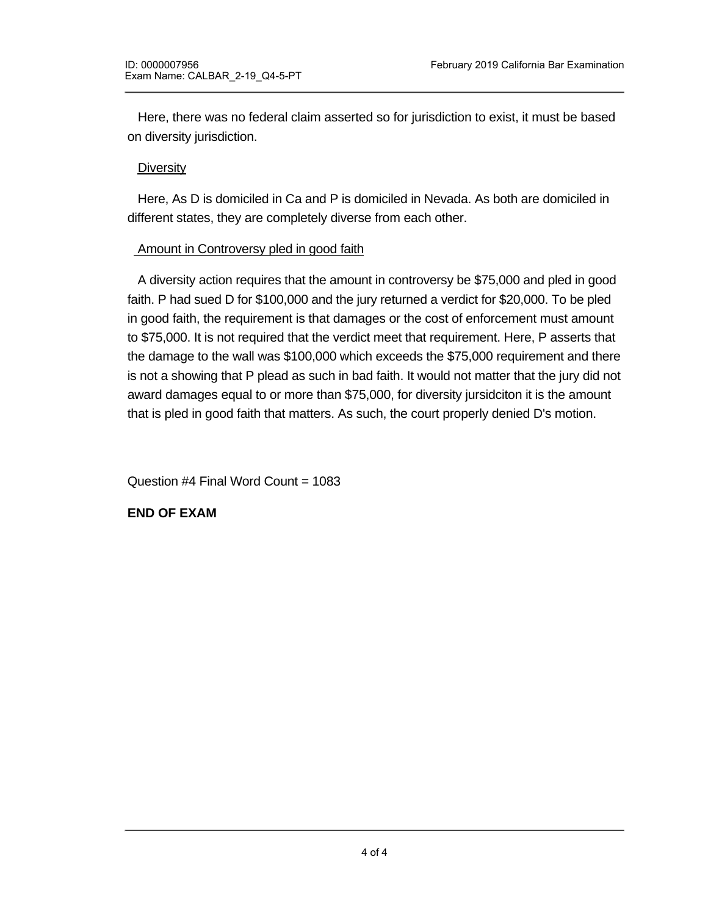Here, there was no federal claim asserted so for jurisdiction to exist, it must be based on diversity jurisdiction.

<u>Diversity</u>

Here, As D is domiciled in Ca and P is domiciled in Nevada. As both are domiciled in different states, they are completely diverse from each other.

<u>Amount in Controversy pled in good faith</u>

A diversity action requires that the amount in controversy be $75,000 and pled in good faith. P had sued D for $100,000 and the jury returned a verdict for $20,000. To be pled in good faith, the requirement is that damages or the cost of enforcement must amount to $75,000. It is not required that the verdict meet that requirement. Here, P asserts that the damage to the wall was $100,000 which exceeds the $75,000 requirement and there is not a showing that P plead as such in bad faith. It would not matter that the jury did not award damages equal to or more than $75,000, for diversity jursidciton it is the amount that is pled in good faith that matters. As such, the court properly denied D's motion.

Question #4 Final Word Count = 1083

**END OF EXAM**